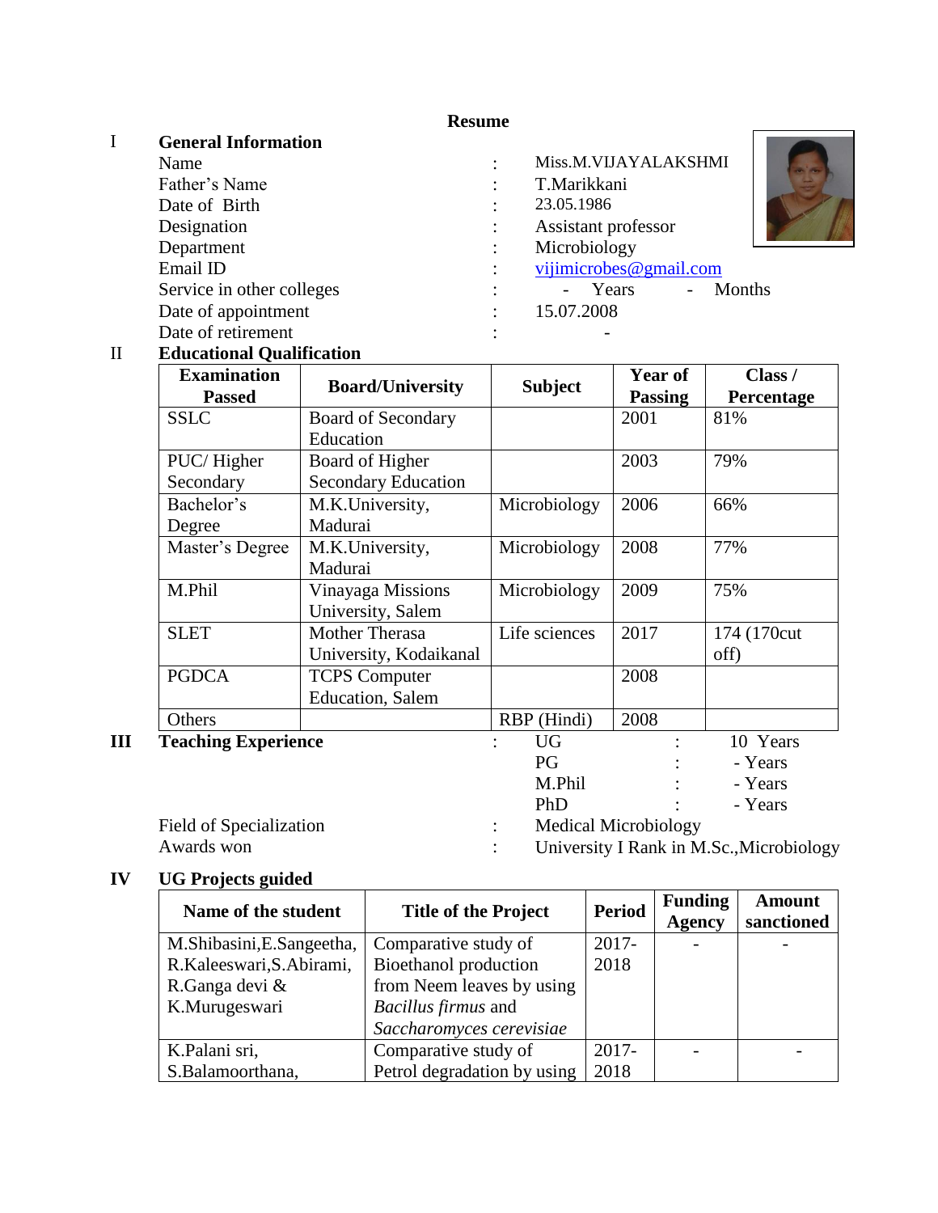# Resume

## I General Information

| | | |
|---|---|---|
| Name | : | Miss.M.VIJAYALAKSHMI |
| Father's Name | : | T.Marikkani |
| Date of Birth | : | 23.05.1986 |
| Designation | : | Assistant professor |
| Department | : | Microbiology |
| Email ID | : | vijimicrobes@gmail.com |
| Service in other colleges | : | - Years - Months |
| Date of appointment | : | 15.07.2008 |
| Date of retirement | : | - |

## II Educational Qualification

| Examination Passed | Board/University | Subject | Year of Passing | Class / Percentage |
|---|---|---|---|---|
| SSLC | Board of Secondary Education | | 2001 | 81% |
| PUC/ Higher Secondary | Board of Higher Secondary Education | | 2003 | 79% |
| Bachelor's Degree | M.K.University, Madurai | Microbiology | 2006 | 66% |
| Master's Degree | M.K.University, Madurai | Microbiology | 2008 | 77% |
| M.Phil | Vinayaga Missions University, Salem | Microbiology | 2009 | 75% |
| SLET | Mother Therasa University, Kodaikanal | Life sciences | 2017 | 174 (170cut off) |
| PGDCA | TCPS Computer Education, Salem | | 2008 | |
| Others | | RBP (Hindi) | 2008 | |

## III Teaching Experience

| | | | |
|---|---|---|---|
| UG | : | 10 Years |
| PG | : | - Years |
| M.Phil | : | - Years |
| PhD | : | - Years |

Field of Specialization : Medical Microbiology

Awards won : University I Rank in M.Sc.,Microbiology

## IV UG Projects guided

| Name of the student | Title of the Project | Period | Funding Agency | Amount sanctioned |
|---|---|---|---|---|
| M.Shibasini,E.Sangeetha, R.Kaleeswari,S.Abirami, R.Ganga devi & K.Murugeswari | Comparative study of Bioethanol production from Neem leaves by using *Bacillus firmus* and *Saccharomyces cerevisiae* | 2017-2018 | - | - |
| K.Palani sri, S.Balamoorthana, | Comparative study of Petrol degradation by using | 2017-2018 | - | - |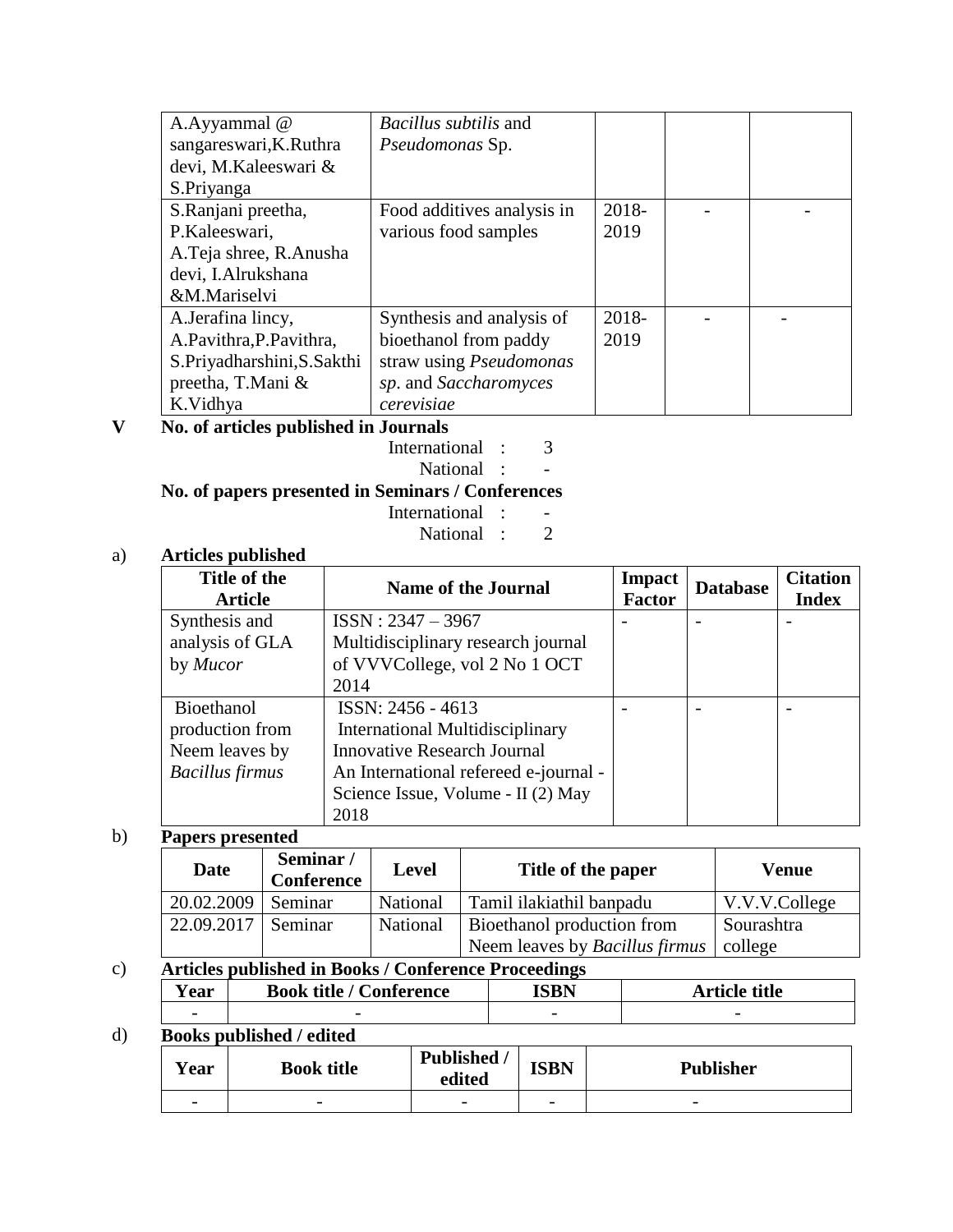| | | | | |
|---|---|---|---|---|
| A.Ayyammal @ sangareswari,K.Ruthra devi, M.Kaleeswari & S.Priyanga | *Bacillus subtilis* and *Pseudomonas* Sp. | | | |
| S.Ranjani preetha, P.Kaleeswari, A.Teja shree, R.Anusha devi, I.Alrukshana &M.Mariselvi | Food additives analysis in various food samples | 2018-2019 | - | - |
| A.Jerafina lincy, A.Pavithra,P.Pavithra, S.Priyadharshini,S.Sakthi preetha, T.Mani & K.Vidhya | Synthesis and analysis of bioethanol from paddy straw using *Pseudomonas sp*. and *Saccharomyces cerevisiae* | 2018-2019 | - | - |

**V No. of articles published in Journals**

International : 3
National : -

**No. of papers presented in Seminars / Conferences**

International : -
National : 2

a) **Articles published**

| Title of the Article | Name of the Journal | Impact Factor | Database | Citation Index |
|---|---|---|---|---|
| Synthesis and analysis of GLA by *Mucor* | ISSN : 2347 – 3967 Multidisciplinary research journal of VVVCollege, vol 2 No 1 OCT 2014 | - | - | - |
| Bioethanol production from Neem leaves by *Bacillus firmus* | ISSN: 2456 - 4613 International Multidisciplinary Innovative Research Journal An International refereed e-journal - Science Issue, Volume - II (2) May 2018 | - | - | - |

b) **Papers presented**

| Date | Seminar / Conference | Level | Title of the paper | Venue |
|---|---|---|---|---|
| 20.02.2009 | Seminar | National | Tamil ilakiathil banpadu | V.V.V.College |
| 22.09.2017 | Seminar | National | Bioethanol production from Neem leaves by *Bacillus firmus* | Sourashtra college |

c) **Articles published in Books / Conference Proceedings**

| Year | Book title / Conference | ISBN | Article title |
|---|---|---|---|
| - | - | - | - |

d) **Books published / edited**

| Year | Book title | Published / edited | ISBN | Publisher |
|---|---|---|---|---|
| - | - | - | - | - |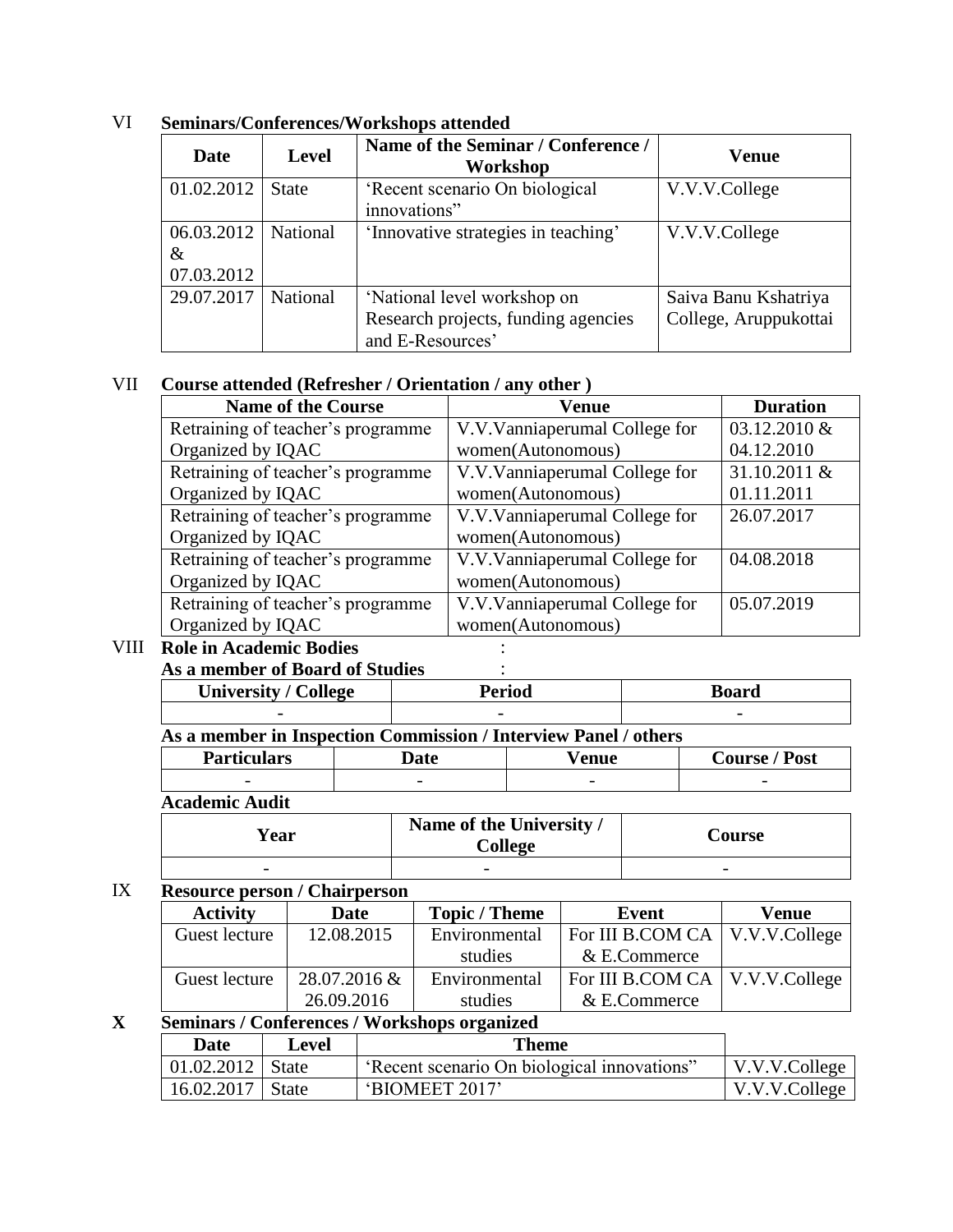## VI Seminars/Conferences/Workshops attended

| Date | Level | Name of the Seminar / Conference / Workshop | Venue |
|---|---|---|---|
| 01.02.2012 | State | 'Recent scenario On biological innovations" | V.V.V.College |
| 06.03.2012 & 07.03.2012 | National | 'Innovative strategies in teaching' | V.V.V.College |
| 29.07.2017 | National | 'National level workshop on Research projects, funding agencies and E-Resources' | Saiva Banu Kshatriya College, Aruppukottai |

## VII Course attended (Refresher / Orientation / any other )

| Name of the Course | Venue | Duration |
|---|---|---|
| Retraining of teacher's programme Organized by IQAC | V.V.Vanniaperumal College for women(Autonomous) | 03.12.2010 & 04.12.2010 |
| Retraining of teacher's programme Organized by IQAC | V.V.Vanniaperumal College for women(Autonomous) | 31.10.2011 & 01.11.2011 |
| Retraining of teacher's programme Organized by IQAC | V.V.Vanniaperumal College for women(Autonomous) | 26.07.2017 |
| Retraining of teacher's programme Organized by IQAC | V.V.Vanniaperumal College for women(Autonomous) | 04.08.2018 |
| Retraining of teacher's programme Organized by IQAC | V.V.Vanniaperumal College for women(Autonomous) | 05.07.2019 |

## VIII Role in Academic Bodies :

**As a member of Board of Studies :**

| University / College | Period | Board |
|---|---|---|
| - | - | - |

**As a member in Inspection Commission / Interview Panel / others**

| Particulars | Date | Venue | Course / Post |
|---|---|---|---|
| - | - | - | - |

**Academic Audit**

| Year | Name of the University / College | Course |
|---|---|---|
| - | - | - |

## IX Resource person / Chairperson

| Activity | Date | Topic / Theme | Event | Venue |
|---|---|---|---|---|
| Guest lecture | 12.08.2015 | Environmental studies | For III B.COM CA & E.Commerce | V.V.V.College |
| Guest lecture | 28.07.2016 & 26.09.2016 | Environmental studies | For III B.COM CA & E.Commerce | V.V.V.College |

## X Seminars / Conferences / Workshops organized

| Date | Level | Theme | |
|---|---|---|---|
| 01.02.2012 | State | 'Recent scenario On biological innovations" | V.V.V.College |
| 16.02.2017 | State | 'BIOMEET 2017' | V.V.V.College |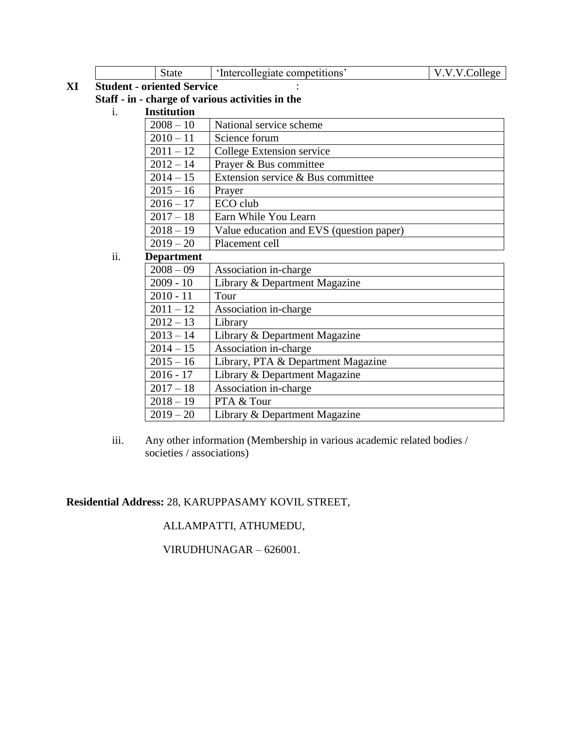| | | | |
|---|---|---|---|
| | State | 'Intercollegiate competitions' | V.V.V.College |

**XI Student - oriented Service :**

**Staff - in - charge of various activities in the**

i. **Institution**

| | |
|---|---|
| 2008 – 10 | National service scheme |
| 2010 – 11 | Science forum |
| 2011 – 12 | College Extension service |
| 2012 – 14 | Prayer & Bus committee |
| 2014 – 15 | Extension service & Bus committee |
| 2015 – 16 | Prayer |
| 2016 – 17 | ECO club |
| 2017 – 18 | Earn While You Learn |
| 2018 – 19 | Value education and EVS (question paper) |
| 2019 – 20 | Placement cell |

ii. **Department**

| | |
|---|---|
| 2008 – 09 | Association in-charge |
| 2009 - 10 | Library & Department Magazine |
| 2010 - 11 | Tour |
| 2011 – 12 | Association in-charge |
| 2012 – 13 | Library |
| 2013 – 14 | Library & Department Magazine |
| 2014 – 15 | Association in-charge |
| 2015 – 16 | Library, PTA & Department Magazine |
| 2016 - 17 | Library & Department Magazine |
| 2017 – 18 | Association in-charge |
| 2018 – 19 | PTA & Tour |
| 2019 – 20 | Library & Department Magazine |

iii. Any other information (Membership in various academic related bodies / societies / associations)

**Residential Address:** 28, KARUPPASAMY KOVIL STREET,

ALLAMPATTI, ATHUMEDU,

VIRUDHUNAGAR – 626001.